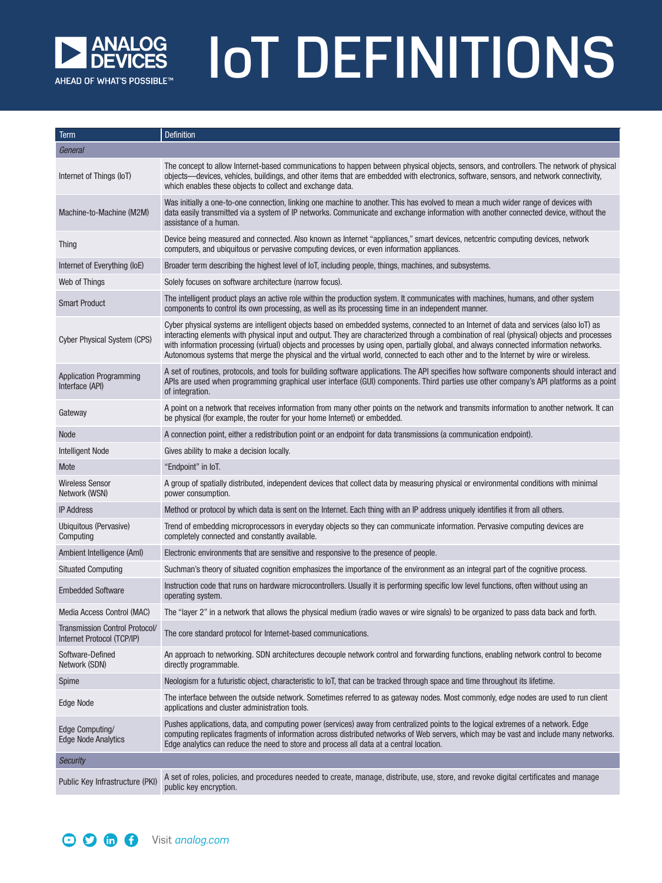# IoT DEFINITIONS

| Term | Definition |
|---|---|
| *General* | |
| Internet of Things (IoT) | The concept to allow Internet-based communications to happen between physical objects, sensors, and controllers. The network of physical objects—devices, vehicles, buildings, and other items that are embedded with electronics, software, sensors, and network connectivity, which enables these objects to collect and exchange data. |
| Machine-to-Machine (M2M) | Was initially a one-to-one connection, linking one machine to another. This has evolved to mean a much wider range of devices with data easily transmitted via a system of IP networks. Communicate and exchange information with another connected device, without the assistance of a human. |
| Thing | Device being measured and connected. Also known as Internet "appliances," smart devices, netcentric computing devices, network computers, and ubiquitous or pervasive computing devices, or even information appliances. |
| Internet of Everything (IoE) | Broader term describing the highest level of IoT, including people, things, machines, and subsystems. |
| Web of Things | Solely focuses on software architecture (narrow focus). |
| Smart Product | The intelligent product plays an active role within the production system. It communicates with machines, humans, and other system components to control its own processing, as well as its processing time in an independent manner. |
| Cyber Physical System (CPS) | Cyber physical systems are intelligent objects based on embedded systems, connected to an Internet of data and services (also IoT) as interacting elements with physical input and output. They are characterized through a combination of real (physical) objects and processes with information processing (virtual) objects and processes by using open, partially global, and always connected information networks. Autonomous systems that merge the physical and the virtual world, connected to each other and to the Internet by wire or wireless. |
| Application Programming Interface (API) | A set of routines, protocols, and tools for building software applications. The API specifies how software components should interact and APIs are used when programming graphical user interface (GUI) components. Third parties use other company's API platforms as a point of integration. |
| Gateway | A point on a network that receives information from many other points on the network and transmits information to another network. It can be physical (for example, the router for your home Internet) or embedded. |
| Node | A connection point, either a redistribution point or an endpoint for data transmissions (a communication endpoint). |
| Intelligent Node | Gives ability to make a decision locally. |
| Mote | "Endpoint" in IoT. |
| Wireless Sensor Network (WSN) | A group of spatially distributed, independent devices that collect data by measuring physical or environmental conditions with minimal power consumption. |
| IP Address | Method or protocol by which data is sent on the Internet. Each thing with an IP address uniquely identifies it from all others. |
| Ubiquitous (Pervasive) Computing | Trend of embedding microprocessors in everyday objects so they can communicate information. Pervasive computing devices are completely connected and constantly available. |
| Ambient Intelligence (AmI) | Electronic environments that are sensitive and responsive to the presence of people. |
| Situated Computing | Suchman's theory of situated cognition emphasizes the importance of the environment as an integral part of the cognitive process. |
| Embedded Software | Instruction code that runs on hardware microcontrollers. Usually it is performing specific low level functions, often without using an operating system. |
| Media Access Control (MAC) | The "layer 2" in a network that allows the physical medium (radio waves or wire signals) to be organized to pass data back and forth. |
| Transmission Control Protocol/ Internet Protocol (TCP/IP) | The core standard protocol for Internet-based communications. |
| Software-Defined Network (SDN) | An approach to networking. SDN architectures decouple network control and forwarding functions, enabling network control to become directly programmable. |
| Spime | Neologism for a futuristic object, characteristic to IoT, that can be tracked through space and time throughout its lifetime. |
| Edge Node | The interface between the outside network. Sometimes referred to as gateway nodes. Most commonly, edge nodes are used to run client applications and cluster administration tools. |
| Edge Computing/ Edge Node Analytics | Pushes applications, data, and computing power (services) away from centralized points to the logical extremes of a network. Edge computing replicates fragments of information across distributed networks of Web servers, which may be vast and include many networks. Edge analytics can reduce the need to store and process all data at a central location. |
| *Security* | |
| Public Key Infrastructure (PKI) | A set of roles, policies, and procedures needed to create, manage, distribute, use, store, and revoke digital certificates and manage public key encryption. |

Visit *analog.com*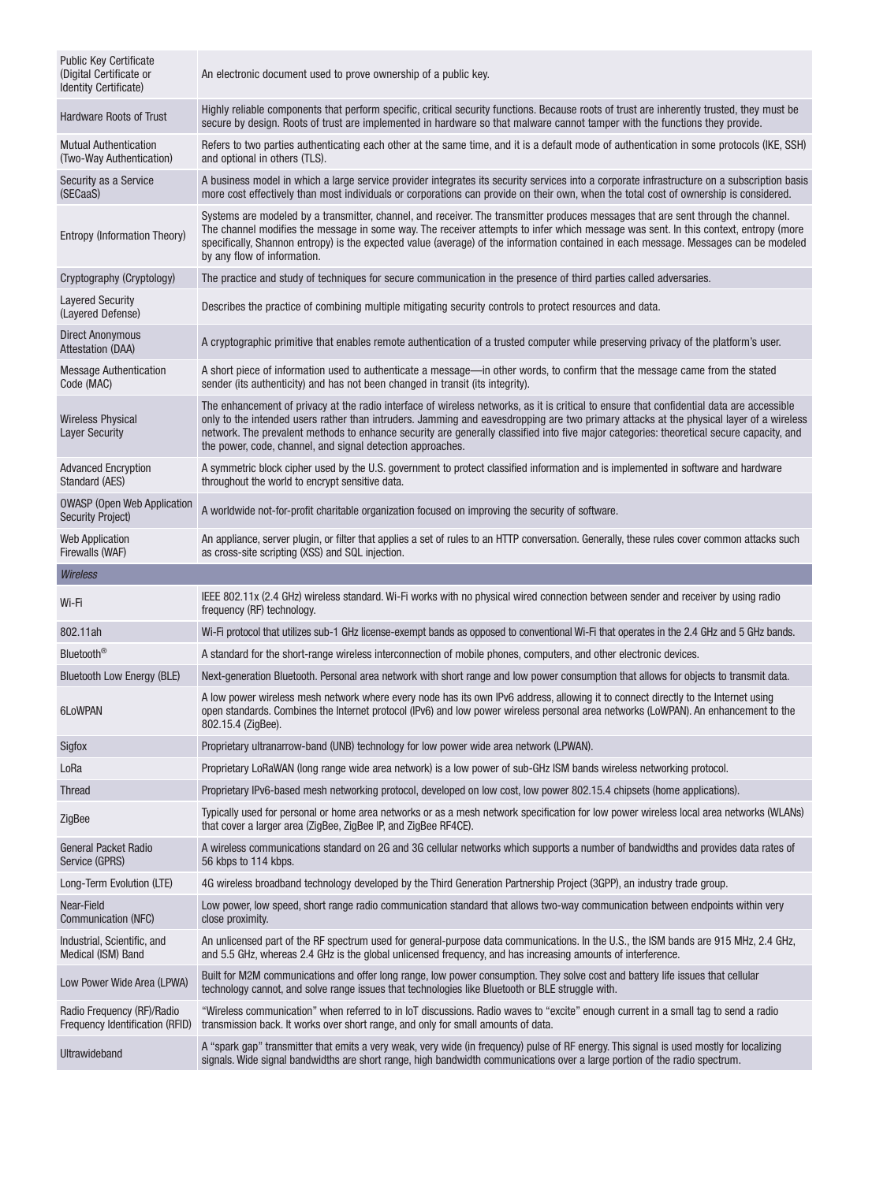| | |
|---|---|
| Public Key Certificate (Digital Certificate or Identity Certificate) | An electronic document used to prove ownership of a public key. |
| Hardware Roots of Trust | Highly reliable components that perform specific, critical security functions. Because roots of trust are inherently trusted, they must be secure by design. Roots of trust are implemented in hardware so that malware cannot tamper with the functions they provide. |
| Mutual Authentication (Two-Way Authentication) | Refers to two parties authenticating each other at the same time, and it is a default mode of authentication in some protocols (IKE, SSH) and optional in others (TLS). |
| Security as a Service (SECaaS) | A business model in which a large service provider integrates its security services into a corporate infrastructure on a subscription basis more cost effectively than most individuals or corporations can provide on their own, when the total cost of ownership is considered. |
| Entropy (Information Theory) | Systems are modeled by a transmitter, channel, and receiver. The transmitter produces messages that are sent through the channel. The channel modifies the message in some way. The receiver attempts to infer which message was sent. In this context, entropy (more specifically, Shannon entropy) is the expected value (average) of the information contained in each message. Messages can be modeled by any flow of information. |
| Cryptography (Cryptology) | The practice and study of techniques for secure communication in the presence of third parties called adversaries. |
| Layered Security (Layered Defense) | Describes the practice of combining multiple mitigating security controls to protect resources and data. |
| Direct Anonymous Attestation (DAA) | A cryptographic primitive that enables remote authentication of a trusted computer while preserving privacy of the platform's user. |
| Message Authentication Code (MAC) | A short piece of information used to authenticate a message—in other words, to confirm that the message came from the stated sender (its authenticity) and has not been changed in transit (its integrity). |
| Wireless Physical Layer Security | The enhancement of privacy at the radio interface of wireless networks, as it is critical to ensure that confidential data are accessible only to the intended users rather than intruders. Jamming and eavesdropping are two primary attacks at the physical layer of a wireless network. The prevalent methods to enhance security are generally classified into five major categories: theoretical secure capacity, and the power, code, channel, and signal detection approaches. |
| Advanced Encryption Standard (AES) | A symmetric block cipher used by the U.S. government to protect classified information and is implemented in software and hardware throughout the world to encrypt sensitive data. |
| OWASP (Open Web Application Security Project) | A worldwide not-for-profit charitable organization focused on improving the security of software. |
| Web Application Firewalls (WAF) | An appliance, server plugin, or filter that applies a set of rules to an HTTP conversation. Generally, these rules cover common attacks such as cross-site scripting (XSS) and SQL injection. |
| *Wireless* | |
| Wi-Fi | IEEE 802.11x (2.4 GHz) wireless standard. Wi-Fi works with no physical wired connection between sender and receiver by using radio frequency (RF) technology. |
| 802.11ah | Wi-Fi protocol that utilizes sub-1 GHz license-exempt bands as opposed to conventional Wi-Fi that operates in the 2.4 GHz and 5 GHz bands. |
| Bluetooth® | A standard for the short-range wireless interconnection of mobile phones, computers, and other electronic devices. |
| Bluetooth Low Energy (BLE) | Next-generation Bluetooth. Personal area network with short range and low power consumption that allows for objects to transmit data. |
| 6LoWPAN | A low power wireless mesh network where every node has its own IPv6 address, allowing it to connect directly to the Internet using open standards. Combines the Internet protocol (IPv6) and low power wireless personal area networks (LoWPAN). An enhancement to the 802.15.4 (ZigBee). |
| Sigfox | Proprietary ultranarrow-band (UNB) technology for low power wide area network (LPWAN). |
| LoRa | Proprietary LoRaWAN (long range wide area network) is a low power of sub-GHz ISM bands wireless networking protocol. |
| Thread | Proprietary IPv6-based mesh networking protocol, developed on low cost, low power 802.15.4 chipsets (home applications). |
| ZigBee | Typically used for personal or home area networks or as a mesh network specification for low power wireless local area networks (WLANs) that cover a larger area (ZigBee, ZigBee IP, and ZigBee RF4CE). |
| General Packet Radio Service (GPRS) | A wireless communications standard on 2G and 3G cellular networks which supports a number of bandwidths and provides data rates of 56 kbps to 114 kbps. |
| Long-Term Evolution (LTE) | 4G wireless broadband technology developed by the Third Generation Partnership Project (3GPP), an industry trade group. |
| Near-Field Communication (NFC) | Low power, low speed, short range radio communication standard that allows two-way communication between endpoints within very close proximity. |
| Industrial, Scientific, and Medical (ISM) Band | An unlicensed part of the RF spectrum used for general-purpose data communications. In the U.S., the ISM bands are 915 MHz, 2.4 GHz, and 5.5 GHz, whereas 2.4 GHz is the global unlicensed frequency, and has increasing amounts of interference. |
| Low Power Wide Area (LPWA) | Built for M2M communications and offer long range, low power consumption. They solve cost and battery life issues that cellular technology cannot, and solve range issues that technologies like Bluetooth or BLE struggle with. |
| Radio Frequency (RF)/Radio Frequency Identification (RFID) | "Wireless communication" when referred to in IoT discussions. Radio waves to "excite" enough current in a small tag to send a radio transmission back. It works over short range, and only for small amounts of data. |
| Ultrawideband | A "spark gap" transmitter that emits a very weak, very wide (in frequency) pulse of RF energy. This signal is used mostly for localizing signals. Wide signal bandwidths are short range, high bandwidth communications over a large portion of the radio spectrum. |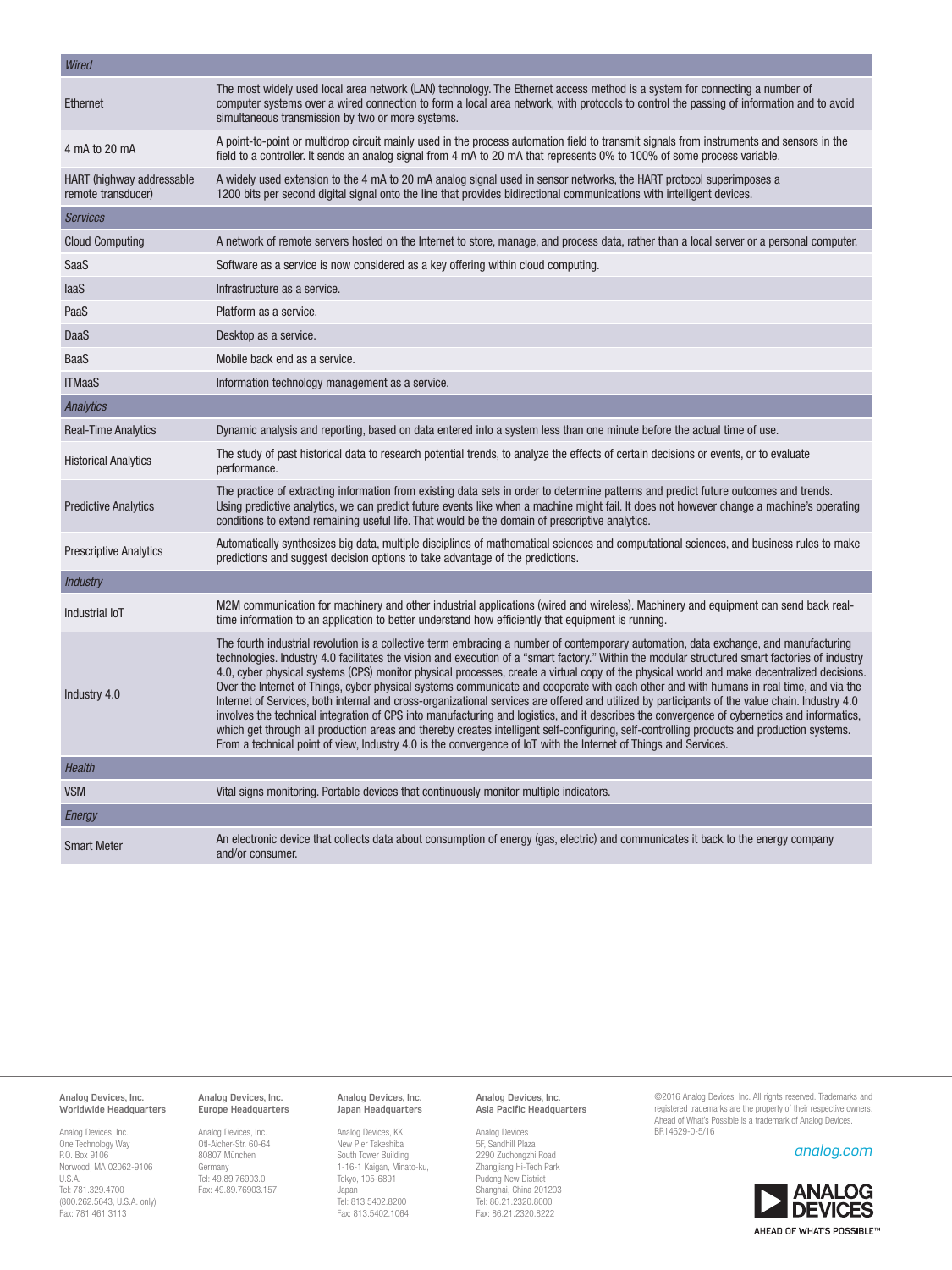| | |
|---|---|
| *Wired* | |
| Ethernet | The most widely used local area network (LAN) technology. The Ethernet access method is a system for connecting a number of computer systems over a wired connection to form a local area network, with protocols to control the passing of information and to avoid simultaneous transmission by two or more systems. |
| 4 mA to 20 mA | A point-to-point or multidrop circuit mainly used in the process automation field to transmit signals from instruments and sensors in the field to a controller. It sends an analog signal from 4 mA to 20 mA that represents 0% to 100% of some process variable. |
| HART (highway addressable remote transducer) | A widely used extension to the 4 mA to 20 mA analog signal used in sensor networks, the HART protocol superimposes a 1200 bits per second digital signal onto the line that provides bidirectional communications with intelligent devices. |
| *Services* | |
| Cloud Computing | A network of remote servers hosted on the Internet to store, manage, and process data, rather than a local server or a personal computer. |
| SaaS | Software as a service is now considered as a key offering within cloud computing. |
| IaaS | Infrastructure as a service. |
| PaaS | Platform as a service. |
| DaaS | Desktop as a service. |
| BaaS | Mobile back end as a service. |
| ITMaaS | Information technology management as a service. |
| *Analytics* | |
| Real-Time Analytics | Dynamic analysis and reporting, based on data entered into a system less than one minute before the actual time of use. |
| Historical Analytics | The study of past historical data to research potential trends, to analyze the effects of certain decisions or events, or to evaluate performance. |
| Predictive Analytics | The practice of extracting information from existing data sets in order to determine patterns and predict future outcomes and trends. Using predictive analytics, we can predict future events like when a machine might fail. It does not however change a machine's operating conditions to extend remaining useful life. That would be the domain of prescriptive analytics. |
| Prescriptive Analytics | Automatically synthesizes big data, multiple disciplines of mathematical sciences and computational sciences, and business rules to make predictions and suggest decision options to take advantage of the predictions. |
| *Industry* | |
| Industrial IoT | M2M communication for machinery and other industrial applications (wired and wireless). Machinery and equipment can send back real-time information to an application to better understand how efficiently that equipment is running. |
| Industry 4.0 | The fourth industrial revolution is a collective term embracing a number of contemporary automation, data exchange, and manufacturing technologies. Industry 4.0 facilitates the vision and execution of a "smart factory." Within the modular structured smart factories of industry 4.0, cyber physical systems (CPS) monitor physical processes, create a virtual copy of the physical world and make decentralized decisions. Over the Internet of Things, cyber physical systems communicate and cooperate with each other and with humans in real time, and via the Internet of Services, both internal and cross-organizational services are offered and utilized by participants of the value chain. Industry 4.0 involves the technical integration of CPS into manufacturing and logistics, and it describes the convergence of cybernetics and informatics, which get through all production areas and thereby creates intelligent self-configuring, self-controlling products and production systems. From a technical point of view, Industry 4.0 is the convergence of IoT with the Internet of Things and Services. |
| *Health* | |
| VSM | Vital signs monitoring. Portable devices that continuously monitor multiple indicators. |
| *Energy* | |
| Smart Meter | An electronic device that collects data about consumption of energy (gas, electric) and communicates it back to the energy company and/or consumer. |

**Analog Devices, Inc.**
**Worldwide Headquarters**

Analog Devices, Inc.
One Technology Way
P.O. Box 9106
Norwood, MA 02062-9106
U.S.A.
Tel: 781.329.4700
(800.262.5643, U.S.A. only)
Fax: 781.461.3113

**Analog Devices, Inc.**
**Europe Headquarters**

Analog Devices, Inc.
Otl-Aicher-Str. 60-64
80807 München
Germany
Tel: 49.89.76903.0
Fax: 49.89.76903.157

**Analog Devices, Inc.**
**Japan Headquarters**

Analog Devices, KK
New Pier Takeshiba
South Tower Building
1-16-1 Kaigan, Minato-ku,
Tokyo, 105-6891
Japan
Tel: 813.5402.8200
Fax: 813.5402.1064

**Analog Devices, Inc.**
**Asia Pacific Headquarters**

Analog Devices
5F, Sandhill Plaza
2290 Zuchongzhi Road
Zhangjiang Hi-Tech Park
Pudong New District
Shanghai, China 201203
Tel: 86.21.2320.8000
Fax: 86.21.2320.8222

©2016 Analog Devices, Inc. All rights reserved. Trademarks and registered trademarks are the property of their respective owners. Ahead of What's Possible is a trademark of Analog Devices. BR14629-0-5/16

analog.com

ANALOG DEVICES
AHEAD OF WHAT'S POSSIBLE™